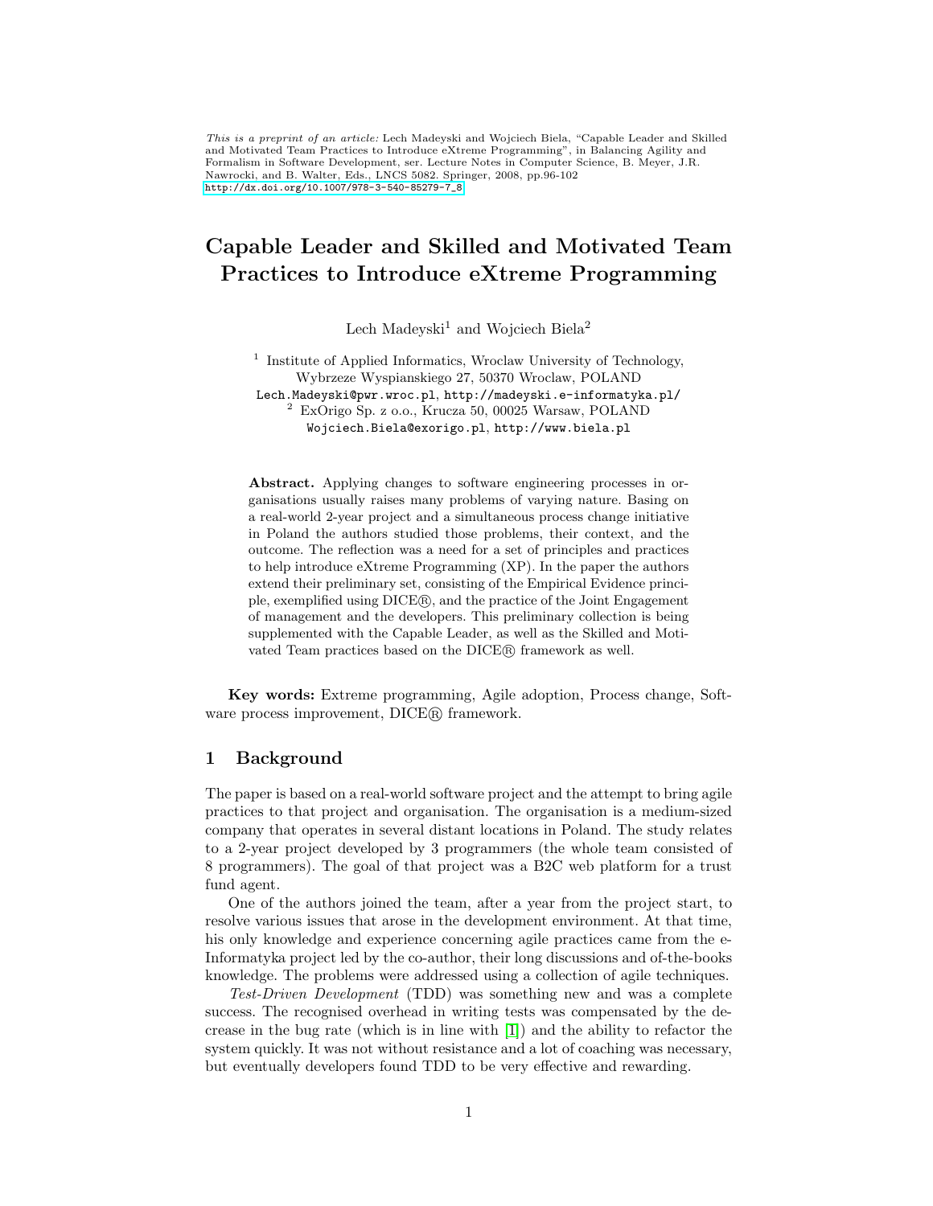*This is a preprint of an article:* Lech Madeyski and Wojciech Biela, "Capable Leader and Skilled and Motivated Team Practices to Introduce eXtreme Programming", in Balancing Agility and Formalism in Software Development, ser. Lecture Notes in Computer Science, B. Meyer, J.R. Nawrocki, and B. Walter, Eds., LNCS 5082. Springer, 2008, pp.96-102
http://dx.doi.org/10.1007/978-3-540-85279-7_8

# Capable Leader and Skilled and Motivated Team Practices to Introduce eXtreme Programming

Lech Madeyski[1] and Wojciech Biela[2]

[1] Institute of Applied Informatics, Wroclaw University of Technology,
Wybrzeze Wyspianskiego 27, 50370 Wroclaw, POLAND
Lech.Madeyski@pwr.wroc.pl, http://madeyski.e-informatyka.pl/

[2] ExOrigo Sp. z o.o., Krucza 50, 00025 Warsaw, POLAND
Wojciech.Biela@exorigo.pl, http://www.biela.pl

**Abstract.** Applying changes to software engineering processes in organisations usually raises many problems of varying nature. Basing on a real-world 2-year project and a simultaneous process change initiative in Poland the authors studied those problems, their context, and the outcome. The reflection was a need for a set of principles and practices to help introduce eXtreme Programming (XP). In the paper the authors extend their preliminary set, consisting of the Empirical Evidence principle, exemplified using DICE®, and the practice of the Joint Engagement of management and the developers. This preliminary collection is being supplemented with the Capable Leader, as well as the Skilled and Motivated Team practices based on the DICE® framework as well.

**Key words:** Extreme programming, Agile adoption, Process change, Software process improvement, DICE® framework.

## 1 Background

The paper is based on a real-world software project and the attempt to bring agile practices to that project and organisation. The organisation is a medium-sized company that operates in several distant locations in Poland. The study relates to a 2-year project developed by 3 programmers (the whole team consisted of 8 programmers). The goal of that project was a B2C web platform for a trust fund agent.

One of the authors joined the team, after a year from the project start, to resolve various issues that arose in the development environment. At that time, his only knowledge and experience concerning agile practices came from the e-Informatyka project led by the co-author, their long discussions and of-the-books knowledge. The problems were addressed using a collection of agile techniques.

*Test-Driven Development* (TDD) was something new and was a complete success. The recognised overhead in writing tests was compensated by the decrease in the bug rate (which is in line with [1]) and the ability to refactor the system quickly. It was not without resistance and a lot of coaching was necessary, but eventually developers found TDD to be very effective and rewarding.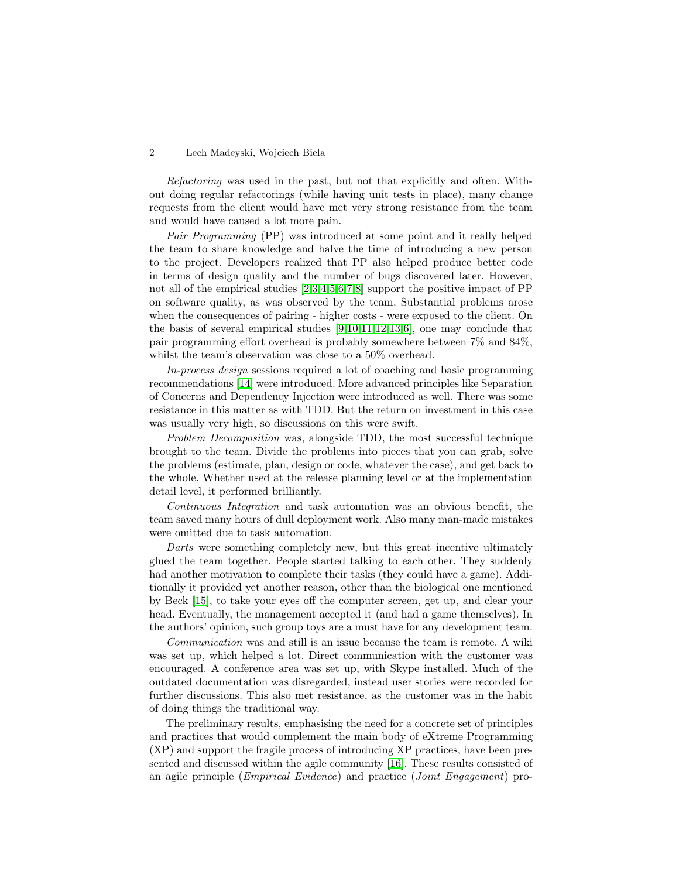*Refactoring* was used in the past, but not that explicitly and often. Without doing regular refactorings (while having unit tests in place), many change requests from the client would have met very strong resistance from the team and would have caused a lot more pain.

*Pair Programming* (PP) was introduced at some point and it really helped the team to share knowledge and halve the time of introducing a new person to the project. Developers realized that PP also helped produce better code in terms of design quality and the number of bugs discovered later. However, not all of the empirical studies [2,3,4,5,6,7,8] support the positive impact of PP on software quality, as was observed by the team. Substantial problems arose when the consequences of pairing - higher costs - were exposed to the client. On the basis of several empirical studies [9,10,11,12,13,6], one may conclude that pair programming effort overhead is probably somewhere between 7% and 84%, whilst the team's observation was close to a 50% overhead.

*In-process design* sessions required a lot of coaching and basic programming recommendations [14] were introduced. More advanced principles like Separation of Concerns and Dependency Injection were introduced as well. There was some resistance in this matter as with TDD. But the return on investment in this case was usually very high, so discussions on this were swift.

*Problem Decomposition* was, alongside TDD, the most successful technique brought to the team. Divide the problems into pieces that you can grab, solve the problems (estimate, plan, design or code, whatever the case), and get back to the whole. Whether used at the release planning level or at the implementation detail level, it performed brilliantly.

*Continuous Integration* and task automation was an obvious benefit, the team saved many hours of dull deployment work. Also many man-made mistakes were omitted due to task automation.

*Darts* were something completely new, but this great incentive ultimately glued the team together. People started talking to each other. They suddenly had another motivation to complete their tasks (they could have a game). Additionally it provided yet another reason, other than the biological one mentioned by Beck [15], to take your eyes off the computer screen, get up, and clear your head. Eventually, the management accepted it (and had a game themselves). In the authors' opinion, such group toys are a must have for any development team.

*Communication* was and still is an issue because the team is remote. A wiki was set up, which helped a lot. Direct communication with the customer was encouraged. A conference area was set up, with Skype installed. Much of the outdated documentation was disregarded, instead user stories were recorded for further discussions. This also met resistance, as the customer was in the habit of doing things the traditional way.

The preliminary results, emphasising the need for a concrete set of principles and practices that would complement the main body of eXtreme Programming (XP) and support the fragile process of introducing XP practices, have been presented and discussed within the agile community [16]. These results consisted of an agile principle (*Empirical Evidence*) and practice (*Joint Engagement*) pro-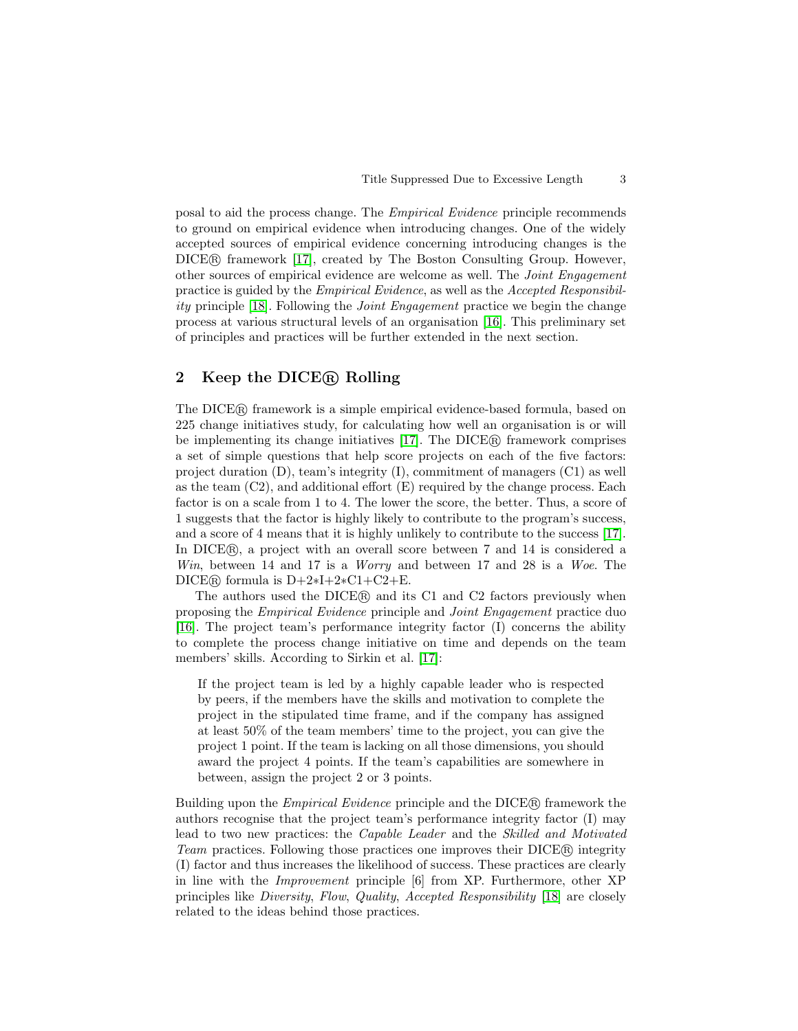posal to aid the process change. The *Empirical Evidence* principle recommends to ground on empirical evidence when introducing changes. One of the widely accepted sources of empirical evidence concerning introducing changes is the DICE® framework [17], created by The Boston Consulting Group. However, other sources of empirical evidence are welcome as well. The *Joint Engagement* practice is guided by the *Empirical Evidence*, as well as the *Accepted Responsibility* principle [18]. Following the *Joint Engagement* practice we begin the change process at various structural levels of an organisation [16]. This preliminary set of principles and practices will be further extended in the next section.

## 2 Keep the DICE® Rolling

The DICE® framework is a simple empirical evidence-based formula, based on 225 change initiatives study, for calculating how well an organisation is or will be implementing its change initiatives [17]. The DICE® framework comprises a set of simple questions that help score projects on each of the five factors: project duration (D), team's integrity (I), commitment of managers (C1) as well as the team (C2), and additional effort (E) required by the change process. Each factor is on a scale from 1 to 4. The lower the score, the better. Thus, a score of 1 suggests that the factor is highly likely to contribute to the program's success, and a score of 4 means that it is highly unlikely to contribute to the success [17]. In DICE®, a project with an overall score between 7 and 14 is considered a *Win*, between 14 and 17 is a *Worry* and between 17 and 28 is a *Woe*. The DICE® formula is D+2∗I+2∗C1+C2+E.

The authors used the DICE® and its C1 and C2 factors previously when proposing the *Empirical Evidence* principle and *Joint Engagement* practice duo [16]. The project team's performance integrity factor (I) concerns the ability to complete the process change initiative on time and depends on the team members' skills. According to Sirkin et al. [17]:

> If the project team is led by a highly capable leader who is respected by peers, if the members have the skills and motivation to complete the project in the stipulated time frame, and if the company has assigned at least 50% of the team members' time to the project, you can give the project 1 point. If the team is lacking on all those dimensions, you should award the project 4 points. If the team's capabilities are somewhere in between, assign the project 2 or 3 points.

Building upon the *Empirical Evidence* principle and the DICE® framework the authors recognise that the project team's performance integrity factor (I) may lead to two new practices: the *Capable Leader* and the *Skilled and Motivated Team* practices. Following those practices one improves their DICE® integrity (I) factor and thus increases the likelihood of success. These practices are clearly in line with the *Improvement* principle [6] from XP. Furthermore, other XP principles like *Diversity*, *Flow*, *Quality*, *Accepted Responsibility* [18] are closely related to the ideas behind those practices.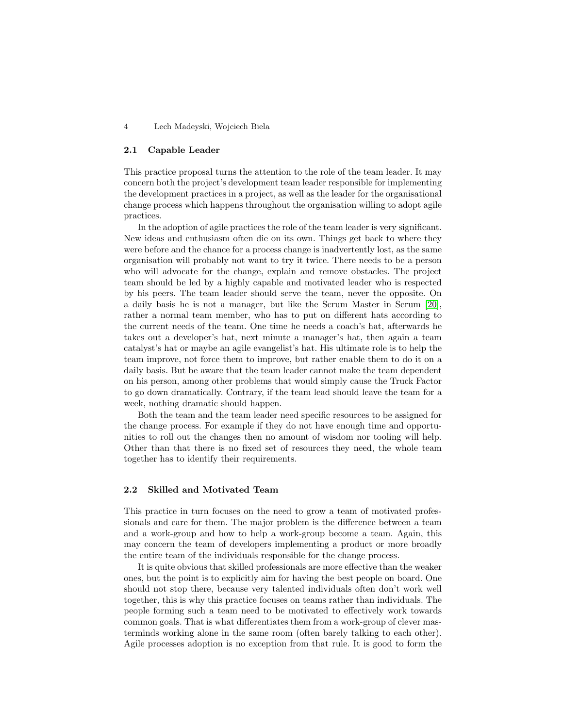### 2.1 Capable Leader

This practice proposal turns the attention to the role of the team leader. It may concern both the project's development team leader responsible for implementing the development practices in a project, as well as the leader for the organisational change process which happens throughout the organisation willing to adopt agile practices.

In the adoption of agile practices the role of the team leader is very significant. New ideas and enthusiasm often die on its own. Things get back to where they were before and the chance for a process change is inadvertently lost, as the same organisation will probably not want to try it twice. There needs to be a person who will advocate for the change, explain and remove obstacles. The project team should be led by a highly capable and motivated leader who is respected by his peers. The team leader should serve the team, never the opposite. On a daily basis he is not a manager, but like the Scrum Master in Scrum [20], rather a normal team member, who has to put on different hats according to the current needs of the team. One time he needs a coach's hat, afterwards he takes out a developer's hat, next minute a manager's hat, then again a team catalyst's hat or maybe an agile evangelist's hat. His ultimate role is to help the team improve, not force them to improve, but rather enable them to do it on a daily basis. But be aware that the team leader cannot make the team dependent on his person, among other problems that would simply cause the Truck Factor to go down dramatically. Contrary, if the team lead should leave the team for a week, nothing dramatic should happen.

Both the team and the team leader need specific resources to be assigned for the change process. For example if they do not have enough time and opportunities to roll out the changes then no amount of wisdom nor tooling will help. Other than that there is no fixed set of resources they need, the whole team together has to identify their requirements.

### 2.2 Skilled and Motivated Team

This practice in turn focuses on the need to grow a team of motivated professionals and care for them. The major problem is the difference between a team and a work-group and how to help a work-group become a team. Again, this may concern the team of developers implementing a product or more broadly the entire team of the individuals responsible for the change process.

It is quite obvious that skilled professionals are more effective than the weaker ones, but the point is to explicitly aim for having the best people on board. One should not stop there, because very talented individuals often don't work well together, this is why this practice focuses on teams rather than individuals. The people forming such a team need to be motivated to effectively work towards common goals. That is what differentiates them from a work-group of clever masterminds working alone in the same room (often barely talking to each other). Agile processes adoption is no exception from that rule. It is good to form the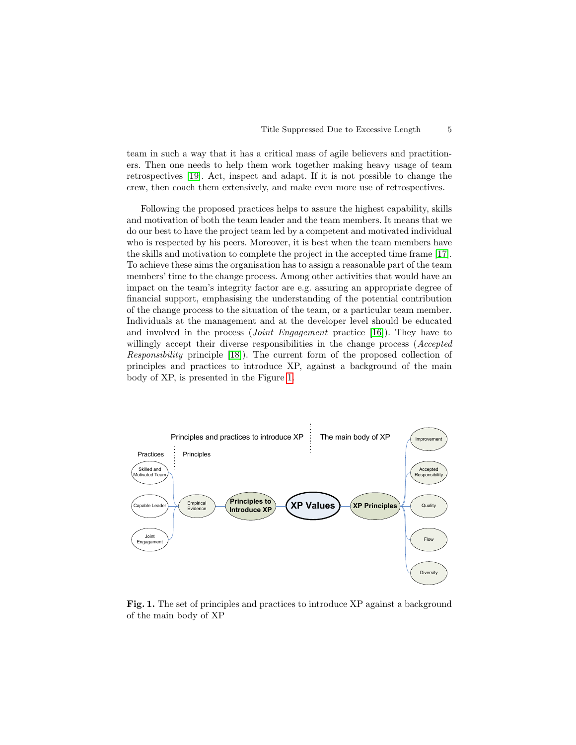team in such a way that it has a critical mass of agile believers and practitioners. Then one needs to help them work together making heavy usage of team retrospectives [19]. Act, inspect and adapt. If it is not possible to change the crew, then coach them extensively, and make even more use of retrospectives.

Following the proposed practices helps to assure the highest capability, skills and motivation of both the team leader and the team members. It means that we do our best to have the project team led by a competent and motivated individual who is respected by his peers. Moreover, it is best when the team members have the skills and motivation to complete the project in the accepted time frame [17]. To achieve these aims the organisation has to assign a reasonable part of the team members' time to the change process. Among other activities that would have an impact on the team's integrity factor are e.g. assuring an appropriate degree of financial support, emphasising the understanding of the potential contribution of the change process to the situation of the team, or a particular team member. Individuals at the management and at the developer level should be educated and involved in the process (*Joint Engagement* practice [16]). They have to willingly accept their diverse responsibilities in the change process (*Accepted Responsibility* principle [18]). The current form of the proposed collection of principles and practices to introduce XP, against a background of the main body of XP, is presented in the Figure 1.

Principles and practices to introduce XP | The main body of XP

Practices | Principles

Skilled and Motivated Team

Capable Leader

Joint Engagement

Empirical Evidence

Principles to Introduce XP

XP Values

XP Principles

Improvement

Accepted Responsibility

Quality

Flow

Diversity

**Fig. 1.** The set of principles and practices to introduce XP against a background of the main body of XP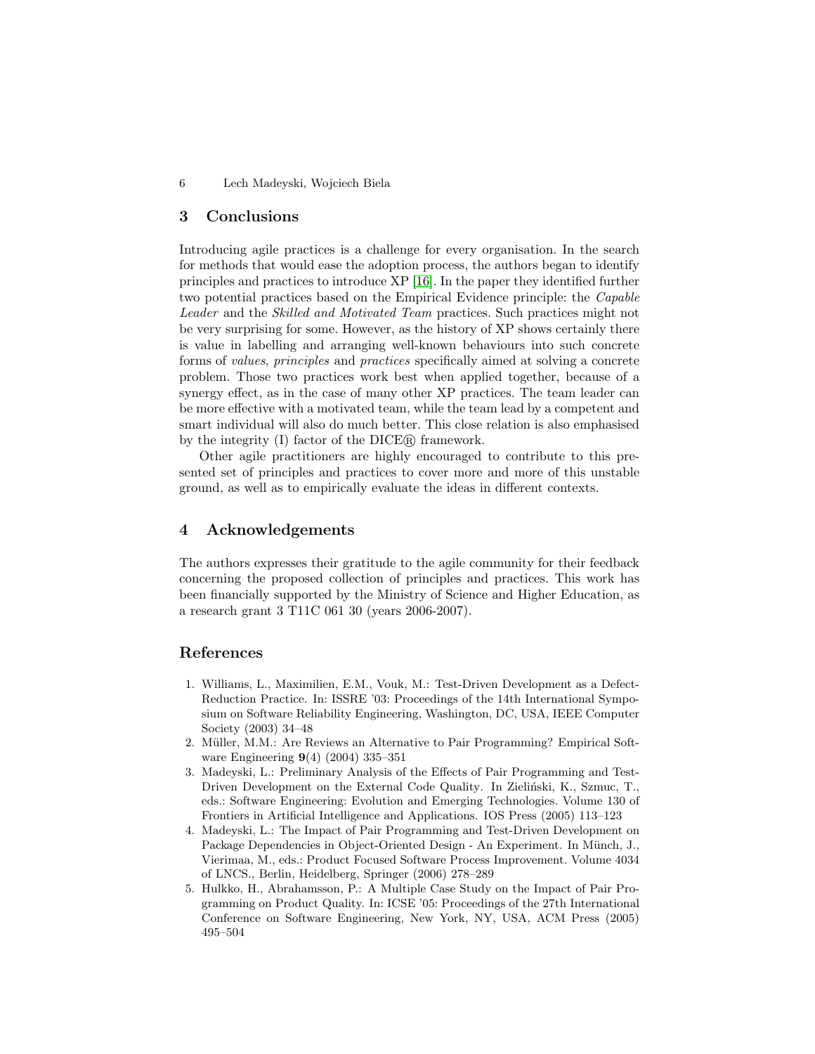## 3 Conclusions

Introducing agile practices is a challenge for every organisation. In the search for methods that would ease the adoption process, the authors began to identify principles and practices to introduce XP [16]. In the paper they identified further two potential practices based on the Empirical Evidence principle: the *Capable Leader* and the *Skilled and Motivated Team* practices. Such practices might not be very surprising for some. However, as the history of XP shows certainly there is value in labelling and arranging well-known behaviours into such concrete forms of *values*, *principles* and *practices* specifically aimed at solving a concrete problem. Those two practices work best when applied together, because of a synergy effect, as in the case of many other XP practices. The team leader can be more effective with a motivated team, while the team lead by a competent and smart individual will also do much better. This close relation is also emphasised by the integrity (I) factor of the DICE® framework.

Other agile practitioners are highly encouraged to contribute to this presented set of principles and practices to cover more and more of this unstable ground, as well as to empirically evaluate the ideas in different contexts.

## 4 Acknowledgements

The authors expresses their gratitude to the agile community for their feedback concerning the proposed collection of principles and practices. This work has been financially supported by the Ministry of Science and Higher Education, as a research grant 3 T11C 061 30 (years 2006-2007).

## References

1. Williams, L., Maximilien, E.M., Vouk, M.: Test-Driven Development as a Defect-Reduction Practice. In: ISSRE '03: Proceedings of the 14th International Symposium on Software Reliability Engineering, Washington, DC, USA, IEEE Computer Society (2003) 34–48
2. Müller, M.M.: Are Reviews an Alternative to Pair Programming? Empirical Software Engineering **9**(4) (2004) 335–351
3. Madeyski, L.: Preliminary Analysis of the Effects of Pair Programming and Test-Driven Development on the External Code Quality. In Zieliński, K., Szmuc, T., eds.: Software Engineering: Evolution and Emerging Technologies. Volume 130 of Frontiers in Artificial Intelligence and Applications. IOS Press (2005) 113–123
4. Madeyski, L.: The Impact of Pair Programming and Test-Driven Development on Package Dependencies in Object-Oriented Design - An Experiment. In Münch, J., Vierimaa, M., eds.: Product Focused Software Process Improvement. Volume 4034 of LNCS., Berlin, Heidelberg, Springer (2006) 278–289
5. Hulkko, H., Abrahamsson, P.: A Multiple Case Study on the Impact of Pair Programming on Product Quality. In: ICSE '05: Proceedings of the 27th International Conference on Software Engineering, New York, NY, USA, ACM Press (2005) 495–504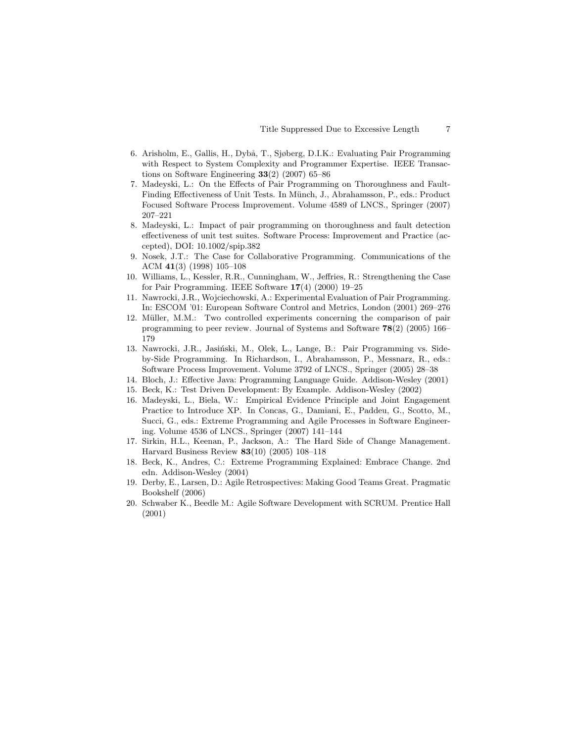6. Arisholm, E., Gallis, H., Dybå, T., Sjøberg, D.I.K.: Evaluating Pair Programming with Respect to System Complexity and Programmer Expertise. IEEE Transactions on Software Engineering **33**(2) (2007) 65–86
7. Madeyski, L.: On the Effects of Pair Programming on Thoroughness and Fault-Finding Effectiveness of Unit Tests. In Münch, J., Abrahamsson, P., eds.: Product Focused Software Process Improvement. Volume 4589 of LNCS., Springer (2007) 207–221
8. Madeyski, L.: Impact of pair programming on thoroughness and fault detection effectiveness of unit test suites. Software Process: Improvement and Practice (accepted), DOI: 10.1002/spip.382
9. Nosek, J.T.: The Case for Collaborative Programming. Communications of the ACM **41**(3) (1998) 105–108
10. Williams, L., Kessler, R.R., Cunningham, W., Jeffries, R.: Strengthening the Case for Pair Programming. IEEE Software **17**(4) (2000) 19–25
11. Nawrocki, J.R., Wojciechowski, A.: Experimental Evaluation of Pair Programming. In: ESCOM '01: European Software Control and Metrics, London (2001) 269–276
12. Müller, M.M.: Two controlled experiments concerning the comparison of pair programming to peer review. Journal of Systems and Software **78**(2) (2005) 166–179
13. Nawrocki, J.R., Jasiński, M., Olek, L., Lange, B.: Pair Programming vs. Side-by-Side Programming. In Richardson, I., Abrahamsson, P., Messnarz, R., eds.: Software Process Improvement. Volume 3792 of LNCS., Springer (2005) 28–38
14. Bloch, J.: Effective Java: Programming Language Guide. Addison-Wesley (2001)
15. Beck, K.: Test Driven Development: By Example. Addison-Wesley (2002)
16. Madeyski, L., Biela, W.: Empirical Evidence Principle and Joint Engagement Practice to Introduce XP. In Concas, G., Damiani, E., Paddeu, G., Scotto, M., Succi, G., eds.: Extreme Programming and Agile Processes in Software Engineering. Volume 4536 of LNCS., Springer (2007) 141–144
17. Sirkin, H.L., Keenan, P., Jackson, A.: The Hard Side of Change Management. Harvard Business Review **83**(10) (2005) 108–118
18. Beck, K., Andres, C.: Extreme Programming Explained: Embrace Change. 2nd edn. Addison-Wesley (2004)
19. Derby, E., Larsen, D.: Agile Retrospectives: Making Good Teams Great. Pragmatic Bookshelf (2006)
20. Schwaber K., Beedle M.: Agile Software Development with SCRUM. Prentice Hall (2001)